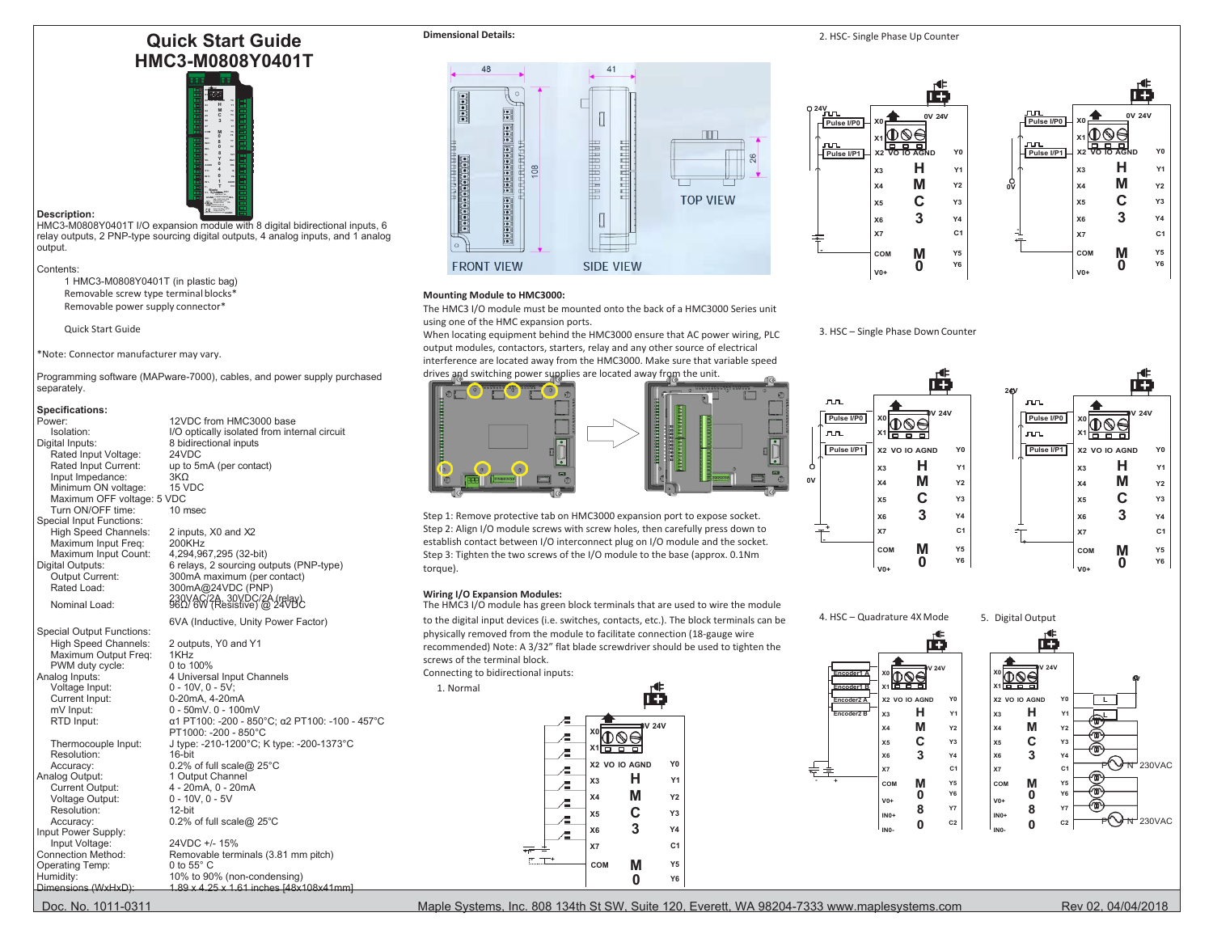# Quick Start Guide
# HMC3-M0808Y0401T

**Description:**
HMC3-M0808Y0401T I/O expansion module with 8 digital bidirectional inputs, 6 relay outputs, 2 PNP-type sourcing digital outputs, 4 analog inputs, and 1 analog output.

Contents:
- 1 HMC3-M0808Y0401T (in plastic bag)
- Removable screw type terminal blocks*
- Removable power supply connector*
- Quick Start Guide

*Note: Connector manufacturer may vary.

Programming software (MAPware-7000), cables, and power supply purchased separately.

**Specifications:**

| | |
|---|---|
| Power: | 12VDC from HMC3000 base |
| Isolation: | I/O optically isolated from internal circuit |
| Digital Inputs: | 8 bidirectional inputs |
| Rated Input Voltage: | 24VDC |
| Rated Input Current: | up to 5mA (per contact) |
| Input Impedance: | 3KΩ |
| Minimum ON voltage: | 15 VDC |
| Maximum OFF voltage: | 5 VDC |
| Turn ON/OFF time: | 10 msec |
| Special Input Functions: | |
| High Speed Channels: | 2 inputs, X0 and X2 |
| Maximum Input Freq: | 200KHz |
| Maximum Input Count: | 4,294,967,295 (32-bit) |
| Digital Outputs: | 6 relays, 2 sourcing outputs (PNP-type) |
| Output Current: | 300mA maximum (per contact) |
| Rated Load: | 300mA@24VDC (PNP) 230VAC/2A, 30VDC/2A (relay) |
| Nominal Load: | 96Ω/ 6W (Resistive) @ 24VDC 6VA (Inductive, Unity Power Factor) |
| Special Output Functions: | |
| High Speed Channels: | 2 outputs, Y0 and Y1 |
| Maximum Output Freq: | 1KHz |
| PWM duty cycle: | 0 to 100% |
| Analog Inputs: | 4 Universal Input Channels |
| Voltage Input: | 0 - 10V, 0 - 5V; |
| Current Input: | 0-20mA, 4-20mA |
| mV Input: | 0 - 50mV. 0 - 100mV |
| RTD Input: | α1 PT100: -200 - 850°C; α2 PT100: -100 - 457°C PT1000: -200 - 850°C |
| Thermocouple Input: | J type: -210-1200°C; K type: -200-1373°C |
| Resolution: | 16-bit |
| Accuracy: | 0.2% of full scale@ 25°C |
| Analog Output: | 1 Output Channel |
| Current Output: | 4 - 20mA, 0 - 20mA |
| Voltage Output: | 0 - 10V, 0 - 5V |
| Resolution: | 12-bit |
| Accuracy: | 0.2% of full scale@ 25°C |
| Input Power Supply: | |
| Input Voltage: | 24VDC +/- 15% |
| Connection Method: | Removable terminals (3.81 mm pitch) |
| Operating Temp: | 0 to 55° C |
| Humidity: | 10% to 90% (non-condensing) |
| Dimensions (WxHxD): | 1.89 x 4.25 x 1.61 inches [48x108x41mm] |

**Dimensional Details:**

48
41
108
26
FRONT VIEW
SIDE VIEW
TOP VIEW

**Mounting Module to HMC3000:**

The HMC3 I/O module must be mounted onto the back of a HMC3000 Series unit using one of the HMC expansion ports.

When locating equipment behind the HMC3000 ensure that AC power wiring, PLC output modules, contactors, starters, relay and any other source of electrical interference are located away from the HMC3000. Make sure that variable speed drives and switching power supplies are located away from the unit.

Step 1: Remove protective tab on HMC3000 expansion port to expose socket.
Step 2: Align I/O module screws with screw holes, then carefully press down to establish contact between I/O interconnect plug on I/O module and the socket.
Step 3: Tighten the two screws of the I/O module to the base (approx. 0.1Nm torque).

**Wiring I/O Expansion Modules:**

The HMC3 I/O module has green block terminals that are used to wire the module to the digital input devices (i.e. switches, contacts, etc.). The block terminals can be physically removed from the module to facilitate connection (18-gauge wire recommended) Note: A 3/32" flat blade screwdriver should be used to tighten the screws of the terminal block.

Connecting to bidirectional inputs:

1. Normal

2. HSC- Single Phase Up Counter

24V
Pulse I/P0
Pulse I/P1
0V

3. HSC – Single Phase Down Counter

24V
Pulse I/P0
Pulse I/P1
0V

4. HSC – Quadrature 4X Mode

Encoder1 A
Encoder1 B
Encoder2 A
Encoder2 B

5. Digital Output

L
230VAC
230VAC

Doc. No. 1011-0311 Maple Systems, Inc. 808 134th St SW, Suite 120, Everett, WA 98204-7333 www.maplesystems.com Rev 02, 04/04/2018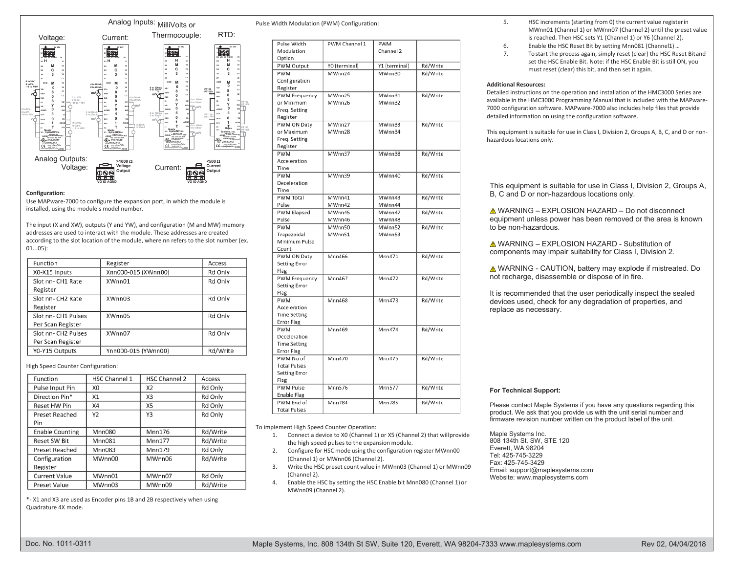Analog Inputs:

Voltage: Current: MilliVolts or Thermocouple: RTD:

Analog Outputs:
Voltage: >1000 Ω Voltage Output
Current: <500 Ω Current Output

**Configuration:**

Use MAPware-7000 to configure the expansion port, in which the module is installed, using the module's model number.

The input (X and XW), outputs (Y and YW), and configuration (M and MW) memory addresses are used to interact with the module. These addresses are created according to the slot location of the module, where nn refers to the slot number (ex. 01...05):

| Function | Register | Access |
|---|---|---|
| X0-X15 Inputs | Xnn000-015 (XWnn00) | Rd Only |
| Slot nn- CH1 Rate Register | XWnn01 | Rd Only |
| Slot nn- CH2 Rate Register | XWnn03 | Rd Only |
| Slot nn- CH1 Pulses Per Scan Register | XWnn05 | Rd Only |
| Slot nn- CH2 Pulses Per Scan Register | XWnn07 | Rd Only |
| Y0-Y15 Outputs | Ynn000-015 (YWnn00) | Rd/Write |

High Speed Counter Configuration:

| Function | HSC Channel 1 | HSC Channel 2 | Access |
|---|---|---|---|
| Pulse Input Pin | X0 | X2 | Rd Only |
| Direction Pin* | X1 | X3 | Rd Only |
| Reset HW Pin | X4 | X5 | Rd Only |
| Preset Reached Pin | Y2 | Y3 | Rd Only |
| Enable Counting | Mnn080 | Mnn176 | Rd/Write |
| Reset SW Bit | Mnn081 | Mnn177 | Rd/Write |
| Preset Reached | Mnn083 | Mnn179 | Rd Only |
| Configuration Register | MWnn00 | MWnn06 | Rd/Write |
| Current Value | MWnn01 | MWnn07 | Rd Only |
| Preset Value | MWnn03 | MWnn09 | Rd/Write |

*- X1 and X3 are used as Encoder pins 1B and 2B respectively when using Quadrature 4X mode.

Pulse Width Modulation (PWM) Configuration:

| Pulse Width Modulation Option | PWM Channel 1 | PWM Channel 2 | |
|---|---|---|---|
| PWM Output | Y0 (terminal) | Y1 (terminal) | Rd/Write |
| PWM Configuration Register | MWnn24 | MWnn30 | Rd/Write |
| PWM Frequency or Minimum Freq. Setting Register | MWnn25 MWnn26 | MWnn31 MWnn32 | Rd/Write |
| PWM ON Duty or Maximum Freq. Setting Register | MWnn27 MWnn28 | MWnn33 MWnn34 | Rd/Write |
| PWM Acceleration Time | MWnn37 | MWnn38 | Rd/Write |
| PWM Deceleration Time | MWnn39 | MWnn40 | Rd/Write |
| PWM Total Pulse | MWnn41 MWnn42 | MWnn43 MWnn44 | Rd/Write |
| PWM Elapsed Pulse | MWnn45 MWnn46 | MWnn47 MWnn48 | Rd/Write |
| PWM Trapezoidal Minimum Pulse Count | MWnn50 MWnn51 | MWnn52 MWnn53 | Rd/Write |
| PWM ON Duty Setting Error Flag | Mnn466 | Mnn471 | Rd/Write |
| PWM Frequency Setting Error Flag | Mnn467 | Mnn472 | Rd/Write |
| PWM Acceleration Time Setting Error Flag | Mnn468 | Mnn473 | Rd/Write |
| PWM Deceleration Time Setting Error Flag | Mnn469 | Mnn474 | Rd/Write |
| PWM No of Total Pulses Setting Error Flag | Mnn470 | Mnn475 | Rd/Write |
| PWM Pulse Enable Flag | Mnn576 | Mnn577 | Rd/Write |
| PWM End of Total Pulses | Mnn784 | Mnn785 | Rd/Write |

To implement High Speed Counter Operation:

1. Connect a device to X0 (Channel 1) or X5 (Channel 2) that will provide the high speed pulses to the expansion module.
2. Configure for HSC mode using the configuration register MWnn00 (Channel 1) or MWnn06 (Channel 2).
3. Write the HSC preset count value in MWnn03 (Channel 1) or MWnn09 (Channel 2).
4. Enable the HSC by setting the HSC Enable bit Mnn080 (Channel 1) or MWnn09 (Channel 2).
5. HSC increments (starting from 0) the current value register in MWnn01 (Channel 1) or MWnn07 (Channel 2) until the preset value is reached. Then HSC sets Y1 (Channel 1) or Y6 (Channel 2).
6. Enable the HSC Reset Bit by setting Mnn081 (Channel1) ...
7. To start the process again, simply reset (clear) the HSC Reset Bit and set the HSC Enable Bit. Note: if the HSC Enable Bit is still ON, you must reset (clear) this bit, and then set it again.

**Additional Resources:**

Detailed instructions on the operation and installation of the HMC3000 Series are available in the HMC3000 Programming Manual that is included with the MAPware-7000 configuration software. MAPware-7000 also includes help files that provide detailed information on using the configuration software.

This equipment is suitable for use in Class I, Division 2, Groups A, B, C, and D or non-hazardous locations only.

This equipment is suitable for use in Class I, Division 2, Groups A, B, C and D or non-hazardous locations only.

⚠ WARNING – EXPLOSION HAZARD – Do not disconnect equipment unless power has been removed or the area is known to be non-hazardous.

⚠ WARNING – EXPLOSION HAZARD - Substitution of components may impair suitability for Class I, Division 2.

⚠ WARNING - CAUTION, battery may explode if mistreated. Do not recharge, disassemble or dispose of in fire.

It is recommended that the user periodically inspect the sealed devices used, check for any degradation of properties, and replace as necessary.

**For Technical Support:**

Please contact Maple Systems if you have any questions regarding this product. We ask that you provide us with the unit serial number and firmware revision number written on the product label of the unit.

Maple Systems Inc.
808 134th St. SW, STE 120
Everett, WA 98204
Tel: 425-745-3229
Fax: 425-745-3429
Email: support@maplesystems.com
Website: www.maplesystems.com

Doc. No. 1011-0311 Maple Systems, Inc. 808 134th St SW, Suite 120, Everett, WA 98204-7333 www.maplesystems.com Rev 02, 04/04/2018